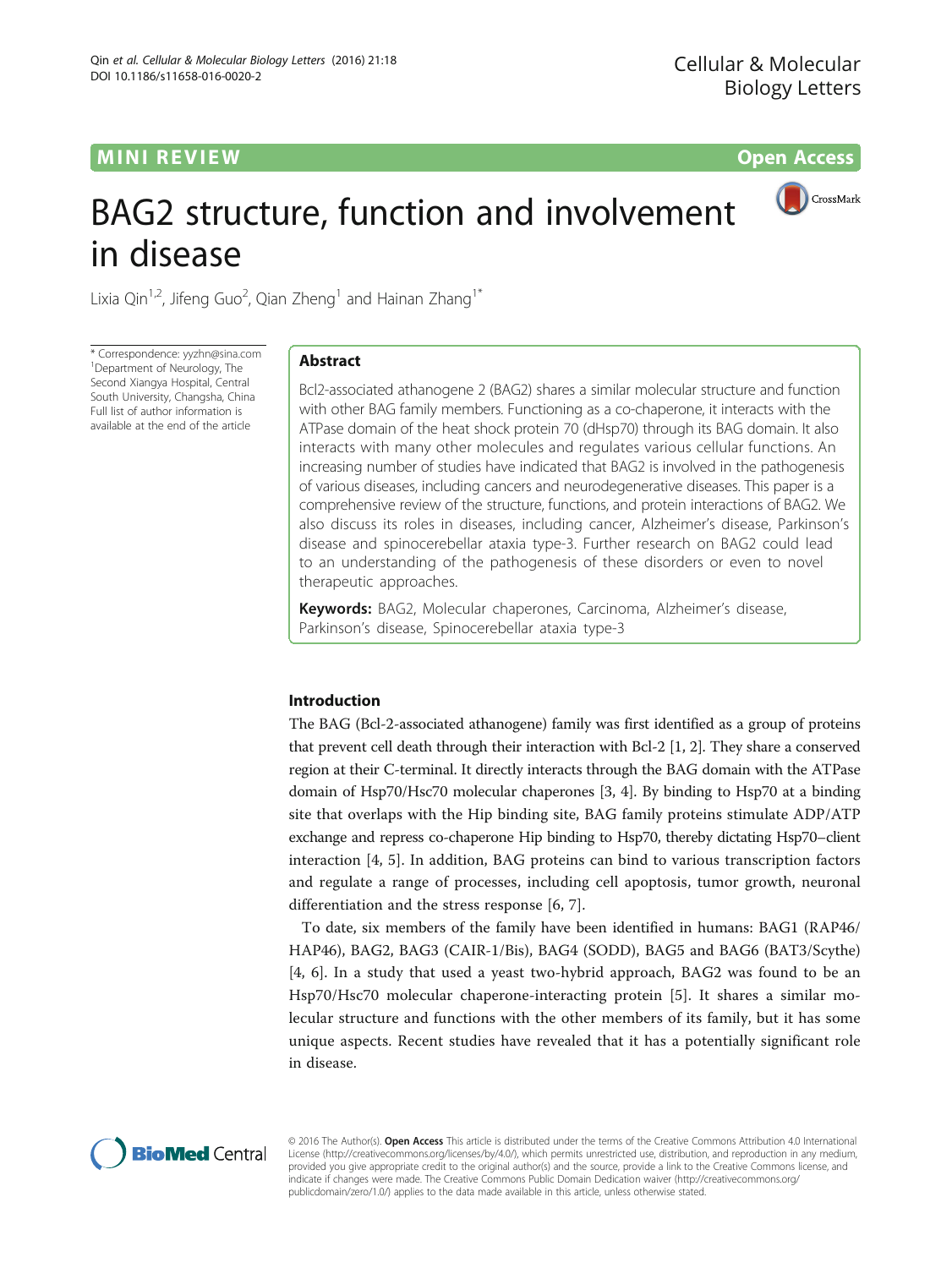MINI REVIEW **Open Access**

# BAG2 structure, function and involvement in disease

Lixia Qin[1,2], Jifeng Guo[2], Qian Zheng[1] and Hainan Zhang[1*]

\* Correspondence: yyzhn@sina.com
[1]Department of Neurology, The Second Xiangya Hospital, Central South University, Changsha, China
Full list of author information is available at the end of the article

## Abstract

Bcl2-associated athanogene 2 (BAG2) shares a similar molecular structure and function with other BAG family members. Functioning as a co-chaperone, it interacts with the ATPase domain of the heat shock protein 70 (dHsp70) through its BAG domain. It also interacts with many other molecules and regulates various cellular functions. An increasing number of studies have indicated that BAG2 is involved in the pathogenesis of various diseases, including cancers and neurodegenerative diseases. This paper is a comprehensive review of the structure, functions, and protein interactions of BAG2. We also discuss its roles in diseases, including cancer, Alzheimer's disease, Parkinson's disease and spinocerebellar ataxia type-3. Further research on BAG2 could lead to an understanding of the pathogenesis of these disorders or even to novel therapeutic approaches.

**Keywords:** BAG2, Molecular chaperones, Carcinoma, Alzheimer's disease, Parkinson's disease, Spinocerebellar ataxia type-3

## Introduction

The BAG (Bcl-2-associated athanogene) family was first identified as a group of proteins that prevent cell death through their interaction with Bcl-2 [1, 2]. They share a conserved region at their C-terminal. It directly interacts through the BAG domain with the ATPase domain of Hsp70/Hsc70 molecular chaperones [3, 4]. By binding to Hsp70 at a binding site that overlaps with the Hip binding site, BAG family proteins stimulate ADP/ATP exchange and repress co-chaperone Hip binding to Hsp70, thereby dictating Hsp70–client interaction [4, 5]. In addition, BAG proteins can bind to various transcription factors and regulate a range of processes, including cell apoptosis, tumor growth, neuronal differentiation and the stress response [6, 7].

To date, six members of the family have been identified in humans: BAG1 (RAP46/HAP46), BAG2, BAG3 (CAIR-1/Bis), BAG4 (SODD), BAG5 and BAG6 (BAT3/Scythe) [4, 6]. In a study that used a yeast two-hybrid approach, BAG2 was found to be an Hsp70/Hsc70 molecular chaperone-interacting protein [5]. It shares a similar molecular structure and functions with the other members of its family, but it has some unique aspects. Recent studies have revealed that it has a potentially significant role in disease.

© 2016 The Author(s). **Open Access** This article is distributed under the terms of the Creative Commons Attribution 4.0 International License (http://creativecommons.org/licenses/by/4.0/), which permits unrestricted use, distribution, and reproduction in any medium, provided you give appropriate credit to the original author(s) and the source, provide a link to the Creative Commons license, and indicate if changes were made. The Creative Commons Public Domain Dedication waiver (http://creativecommons.org/publicdomain/zero/1.0/) applies to the data made available in this article, unless otherwise stated.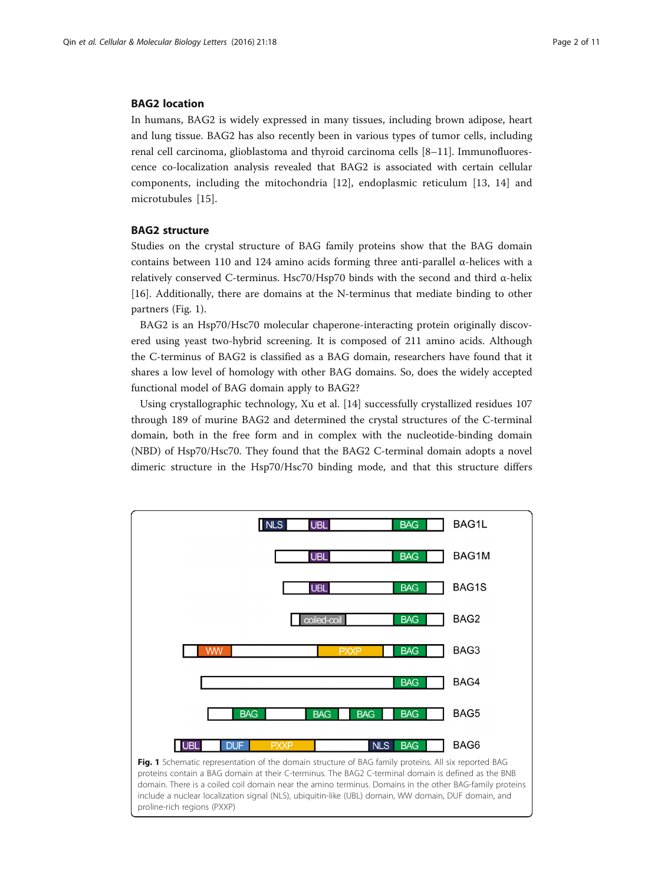## BAG2 location

In humans, BAG2 is widely expressed in many tissues, including brown adipose, heart and lung tissue. BAG2 has also recently been in various types of tumor cells, including renal cell carcinoma, glioblastoma and thyroid carcinoma cells [8–11]. Immunofluorescence co-localization analysis revealed that BAG2 is associated with certain cellular components, including the mitochondria [12], endoplasmic reticulum [13, 14] and microtubules [15].

## BAG2 structure

Studies on the crystal structure of BAG family proteins show that the BAG domain contains between 110 and 124 amino acids forming three anti-parallel α-helices with a relatively conserved C-terminus. Hsc70/Hsp70 binds with the second and third α-helix [16]. Additionally, there are domains at the N-terminus that mediate binding to other partners (Fig. 1).

BAG2 is an Hsp70/Hsc70 molecular chaperone-interacting protein originally discovered using yeast two-hybrid screening. It is composed of 211 amino acids. Although the C-terminus of BAG2 is classified as a BAG domain, researchers have found that it shares a low level of homology with other BAG domains. So, does the widely accepted functional model of BAG domain apply to BAG2?

Using crystallographic technology, Xu et al. [14] successfully crystallized residues 107 through 189 of murine BAG2 and determined the crystal structures of the C-terminal domain, both in the free form and in complex with the nucleotide-binding domain (NBD) of Hsp70/Hsc70. They found that the BAG2 C-terminal domain adopts a novel dimeric structure in the Hsp70/Hsc70 binding mode, and that this structure differs

**Fig. 1** Schematic representation of the domain structure of BAG family proteins. All six reported BAG proteins contain a BAG domain at their C-terminus. The BAG2 C-terminal domain is defined as the BNB domain. There is a coiled coil domain near the amino terminus. Domains in the other BAG-family proteins include a nuclear localization signal (NLS), ubiquitin-like (UBL) domain, WW domain, DUF domain, and proline-rich regions (PXXP)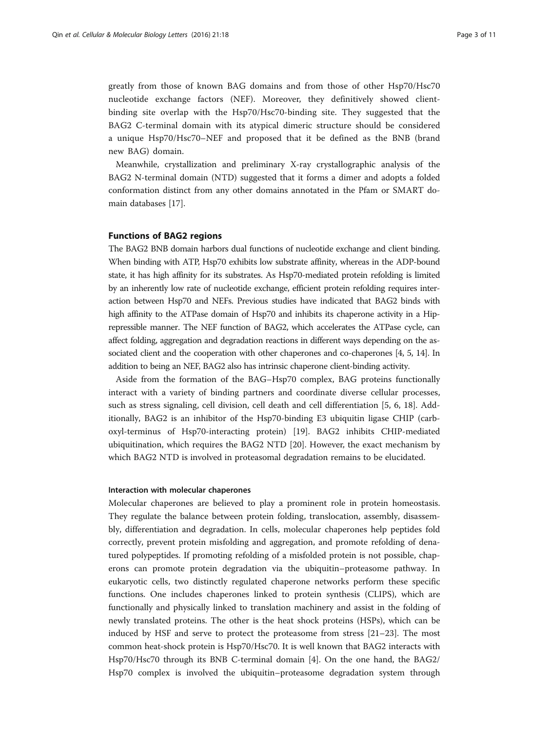greatly from those of known BAG domains and from those of other Hsp70/Hsc70 nucleotide exchange factors (NEF). Moreover, they definitively showed client-binding site overlap with the Hsp70/Hsc70-binding site. They suggested that the BAG2 C-terminal domain with its atypical dimeric structure should be considered a unique Hsp70/Hsc70–NEF and proposed that it be defined as the BNB (brand new BAG) domain.

Meanwhile, crystallization and preliminary X-ray crystallographic analysis of the BAG2 N-terminal domain (NTD) suggested that it forms a dimer and adopts a folded conformation distinct from any other domains annotated in the Pfam or SMART domain databases [17].

## Functions of BAG2 regions

The BAG2 BNB domain harbors dual functions of nucleotide exchange and client binding. When binding with ATP, Hsp70 exhibits low substrate affinity, whereas in the ADP-bound state, it has high affinity for its substrates. As Hsp70-mediated protein refolding is limited by an inherently low rate of nucleotide exchange, efficient protein refolding requires interaction between Hsp70 and NEFs. Previous studies have indicated that BAG2 binds with high affinity to the ATPase domain of Hsp70 and inhibits its chaperone activity in a Hip-repressible manner. The NEF function of BAG2, which accelerates the ATPase cycle, can affect folding, aggregation and degradation reactions in different ways depending on the associated client and the cooperation with other chaperones and co-chaperones [4, 5, 14]. In addition to being an NEF, BAG2 also has intrinsic chaperone client-binding activity.

Aside from the formation of the BAG–Hsp70 complex, BAG proteins functionally interact with a variety of binding partners and coordinate diverse cellular processes, such as stress signaling, cell division, cell death and cell differentiation [5, 6, 18]. Additionally, BAG2 is an inhibitor of the Hsp70-binding E3 ubiquitin ligase CHIP (carboxyl-terminus of Hsp70-interacting protein) [19]. BAG2 inhibits CHIP-mediated ubiquitination, which requires the BAG2 NTD [20]. However, the exact mechanism by which BAG2 NTD is involved in proteasomal degradation remains to be elucidated.

### Interaction with molecular chaperones

Molecular chaperones are believed to play a prominent role in protein homeostasis. They regulate the balance between protein folding, translocation, assembly, disassembly, differentiation and degradation. In cells, molecular chaperones help peptides fold correctly, prevent protein misfolding and aggregation, and promote refolding of denatured polypeptides. If promoting refolding of a misfolded protein is not possible, chaperons can promote protein degradation via the ubiquitin–proteasome pathway. In eukaryotic cells, two distinctly regulated chaperone networks perform these specific functions. One includes chaperones linked to protein synthesis (CLIPS), which are functionally and physically linked to translation machinery and assist in the folding of newly translated proteins. The other is the heat shock proteins (HSPs), which can be induced by HSF and serve to protect the proteasome from stress [21–23]. The most common heat-shock protein is Hsp70/Hsc70. It is well known that BAG2 interacts with Hsp70/Hsc70 through its BNB C-terminal domain [4]. On the one hand, the BAG2/Hsp70 complex is involved the ubiquitin–proteasome degradation system through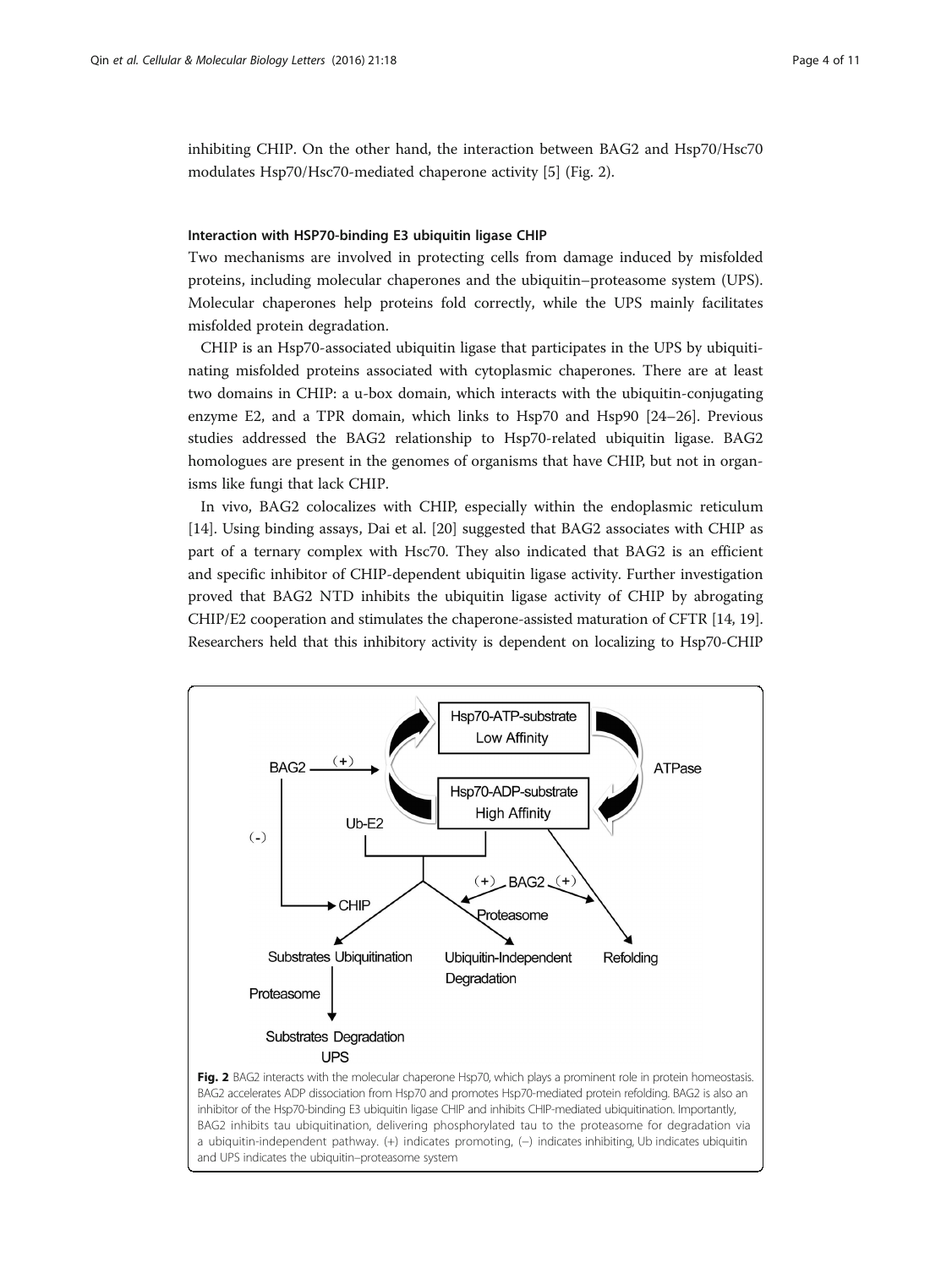inhibiting CHIP. On the other hand, the interaction between BAG2 and Hsp70/Hsc70 modulates Hsp70/Hsc70-mediated chaperone activity [5] (Fig. 2).

#### Interaction with HSP70-binding E3 ubiquitin ligase CHIP

Two mechanisms are involved in protecting cells from damage induced by misfolded proteins, including molecular chaperones and the ubiquitin–proteasome system (UPS). Molecular chaperones help proteins fold correctly, while the UPS mainly facilitates misfolded protein degradation.

CHIP is an Hsp70-associated ubiquitin ligase that participates in the UPS by ubiquitinating misfolded proteins associated with cytoplasmic chaperones. There are at least two domains in CHIP: a u-box domain, which interacts with the ubiquitin-conjugating enzyme E2, and a TPR domain, which links to Hsp70 and Hsp90 [24–26]. Previous studies addressed the BAG2 relationship to Hsp70-related ubiquitin ligase. BAG2 homologues are present in the genomes of organisms that have CHIP, but not in organisms like fungi that lack CHIP.

In vivo, BAG2 colocalizes with CHIP, especially within the endoplasmic reticulum [14]. Using binding assays, Dai et al. [20] suggested that BAG2 associates with CHIP as part of a ternary complex with Hsc70. They also indicated that BAG2 is an efficient and specific inhibitor of CHIP-dependent ubiquitin ligase activity. Further investigation proved that BAG2 NTD inhibits the ubiquitin ligase activity of CHIP by abrogating CHIP/E2 cooperation and stimulates the chaperone-assisted maturation of CFTR [14, 19]. Researchers held that this inhibitory activity is dependent on localizing to Hsp70-CHIP

**Fig. 2** BAG2 interacts with the molecular chaperone Hsp70, which plays a prominent role in protein homeostasis. BAG2 accelerates ADP dissociation from Hsp70 and promotes Hsp70-mediated protein refolding. BAG2 is also an inhibitor of the Hsp70-binding E3 ubiquitin ligase CHIP and inhibits CHIP-mediated ubiquitination. Importantly, BAG2 inhibits tau ubiquitination, delivering phosphorylated tau to the proteasome for degradation via a ubiquitin-independent pathway. (+) indicates promoting, (−) indicates inhibiting, Ub indicates ubiquitin and UPS indicates the ubiquitin–proteasome system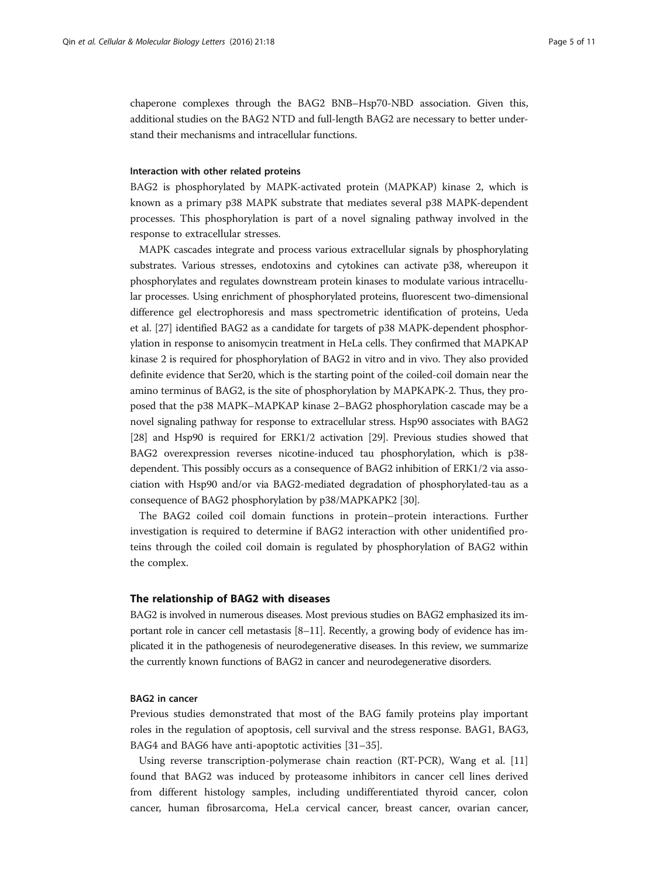chaperone complexes through the BAG2 BNB–Hsp70-NBD association. Given this, additional studies on the BAG2 NTD and full-length BAG2 are necessary to better understand their mechanisms and intracellular functions.

#### Interaction with other related proteins

BAG2 is phosphorylated by MAPK-activated protein (MAPKAP) kinase 2, which is known as a primary p38 MAPK substrate that mediates several p38 MAPK-dependent processes. This phosphorylation is part of a novel signaling pathway involved in the response to extracellular stresses.

MAPK cascades integrate and process various extracellular signals by phosphorylating substrates. Various stresses, endotoxins and cytokines can activate p38, whereupon it phosphorylates and regulates downstream protein kinases to modulate various intracellular processes. Using enrichment of phosphorylated proteins, fluorescent two-dimensional difference gel electrophoresis and mass spectrometric identification of proteins, Ueda et al. [27] identified BAG2 as a candidate for targets of p38 MAPK-dependent phosphorylation in response to anisomycin treatment in HeLa cells. They confirmed that MAPKAP kinase 2 is required for phosphorylation of BAG2 in vitro and in vivo. They also provided definite evidence that Ser20, which is the starting point of the coiled-coil domain near the amino terminus of BAG2, is the site of phosphorylation by MAPKAPK-2. Thus, they proposed that the p38 MAPK–MAPKAP kinase 2–BAG2 phosphorylation cascade may be a novel signaling pathway for response to extracellular stress. Hsp90 associates with BAG2 [28] and Hsp90 is required for ERK1/2 activation [29]. Previous studies showed that BAG2 overexpression reverses nicotine-induced tau phosphorylation, which is p38-dependent. This possibly occurs as a consequence of BAG2 inhibition of ERK1/2 via association with Hsp90 and/or via BAG2-mediated degradation of phosphorylated-tau as a consequence of BAG2 phosphorylation by p38/MAPKAPK2 [30].

The BAG2 coiled coil domain functions in protein–protein interactions. Further investigation is required to determine if BAG2 interaction with other unidentified proteins through the coiled coil domain is regulated by phosphorylation of BAG2 within the complex.

### The relationship of BAG2 with diseases

BAG2 is involved in numerous diseases. Most previous studies on BAG2 emphasized its important role in cancer cell metastasis [8–11]. Recently, a growing body of evidence has implicated it in the pathogenesis of neurodegenerative diseases. In this review, we summarize the currently known functions of BAG2 in cancer and neurodegenerative disorders.

#### BAG2 in cancer

Previous studies demonstrated that most of the BAG family proteins play important roles in the regulation of apoptosis, cell survival and the stress response. BAG1, BAG3, BAG4 and BAG6 have anti-apoptotic activities [31–35].

Using reverse transcription-polymerase chain reaction (RT-PCR), Wang et al. [11] found that BAG2 was induced by proteasome inhibitors in cancer cell lines derived from different histology samples, including undifferentiated thyroid cancer, colon cancer, human fibrosarcoma, HeLa cervical cancer, breast cancer, ovarian cancer,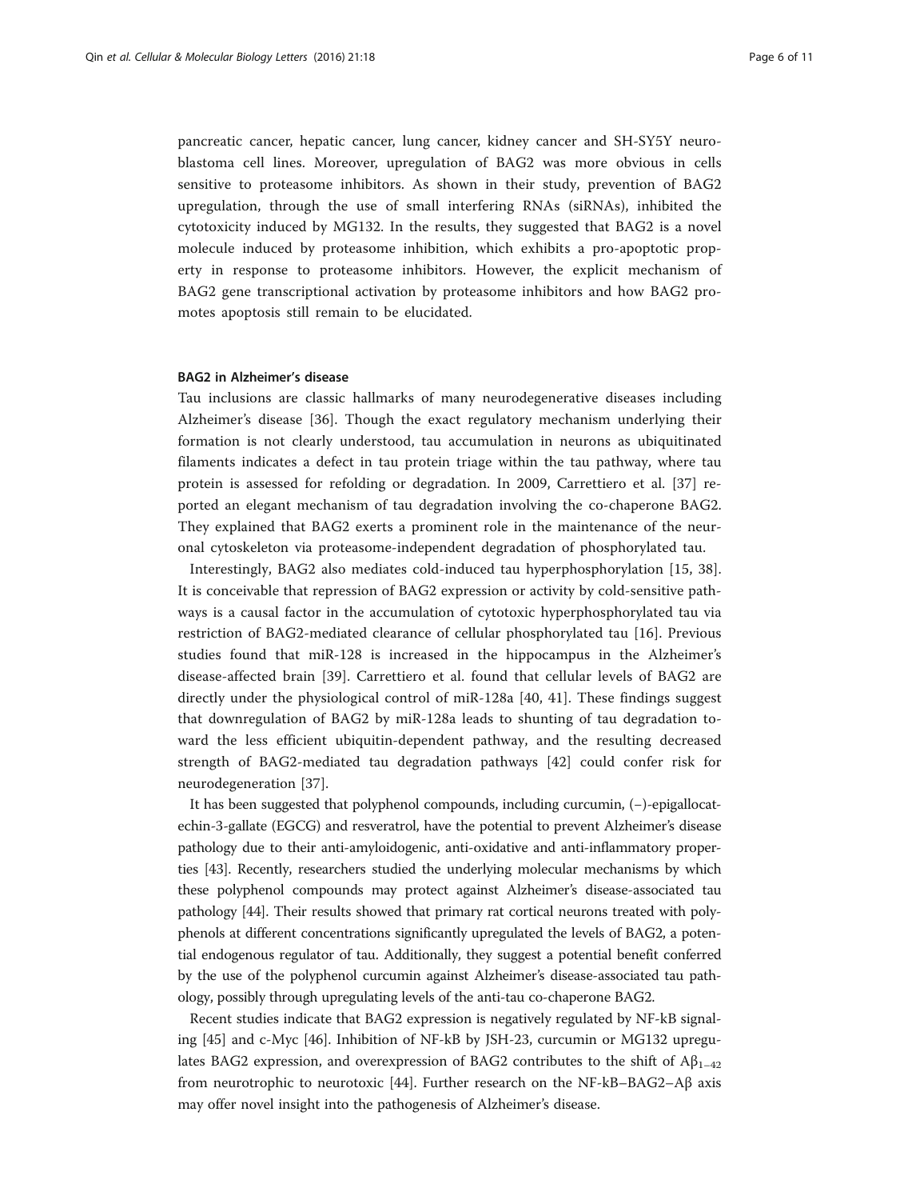pancreatic cancer, hepatic cancer, lung cancer, kidney cancer and SH-SY5Y neuroblastoma cell lines. Moreover, upregulation of BAG2 was more obvious in cells sensitive to proteasome inhibitors. As shown in their study, prevention of BAG2 upregulation, through the use of small interfering RNAs (siRNAs), inhibited the cytotoxicity induced by MG132. In the results, they suggested that BAG2 is a novel molecule induced by proteasome inhibition, which exhibits a pro-apoptotic property in response to proteasome inhibitors. However, the explicit mechanism of BAG2 gene transcriptional activation by proteasome inhibitors and how BAG2 promotes apoptosis still remain to be elucidated.

#### BAG2 in Alzheimer's disease

Tau inclusions are classic hallmarks of many neurodegenerative diseases including Alzheimer's disease [36]. Though the exact regulatory mechanism underlying their formation is not clearly understood, tau accumulation in neurons as ubiquitinated filaments indicates a defect in tau protein triage within the tau pathway, where tau protein is assessed for refolding or degradation. In 2009, Carrettiero et al. [37] reported an elegant mechanism of tau degradation involving the co-chaperone BAG2. They explained that BAG2 exerts a prominent role in the maintenance of the neuronal cytoskeleton via proteasome-independent degradation of phosphorylated tau.

Interestingly, BAG2 also mediates cold-induced tau hyperphosphorylation [15, 38]. It is conceivable that repression of BAG2 expression or activity by cold-sensitive pathways is a causal factor in the accumulation of cytotoxic hyperphosphorylated tau via restriction of BAG2-mediated clearance of cellular phosphorylated tau [16]. Previous studies found that miR-128 is increased in the hippocampus in the Alzheimer's disease-affected brain [39]. Carrettiero et al. found that cellular levels of BAG2 are directly under the physiological control of miR-128a [40, 41]. These findings suggest that downregulation of BAG2 by miR-128a leads to shunting of tau degradation toward the less efficient ubiquitin-dependent pathway, and the resulting decreased strength of BAG2-mediated tau degradation pathways [42] could confer risk for neurodegeneration [37].

It has been suggested that polyphenol compounds, including curcumin, (−)-epigallocatechin-3-gallate (EGCG) and resveratrol, have the potential to prevent Alzheimer's disease pathology due to their anti-amyloidogenic, anti-oxidative and anti-inflammatory properties [43]. Recently, researchers studied the underlying molecular mechanisms by which these polyphenol compounds may protect against Alzheimer's disease-associated tau pathology [44]. Their results showed that primary rat cortical neurons treated with polyphenols at different concentrations significantly upregulated the levels of BAG2, a potential endogenous regulator of tau. Additionally, they suggest a potential benefit conferred by the use of the polyphenol curcumin against Alzheimer's disease-associated tau pathology, possibly through upregulating levels of the anti-tau co-chaperone BAG2.

Recent studies indicate that BAG2 expression is negatively regulated by NF-kB signaling [45] and c-Myc [46]. Inhibition of NF-kB by JSH-23, curcumin or MG132 upregulates BAG2 expression, and overexpression of BAG2 contributes to the shift of $A\beta_{1-42}$ from neurotrophic to neurotoxic [44]. Further research on the NF-kB–BAG2–Aβ axis may offer novel insight into the pathogenesis of Alzheimer's disease.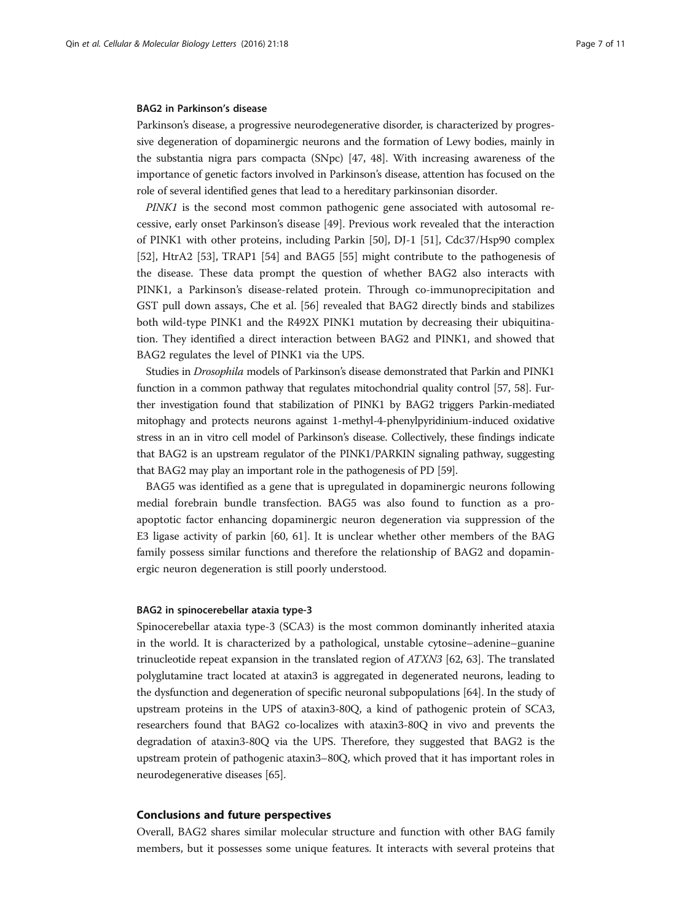### BAG2 in Parkinson's disease

Parkinson's disease, a progressive neurodegenerative disorder, is characterized by progressive degeneration of dopaminergic neurons and the formation of Lewy bodies, mainly in the substantia nigra pars compacta (SNpc) [47, 48]. With increasing awareness of the importance of genetic factors involved in Parkinson's disease, attention has focused on the role of several identified genes that lead to a hereditary parkinsonian disorder.

*PINK1* is the second most common pathogenic gene associated with autosomal recessive, early onset Parkinson's disease [49]. Previous work revealed that the interaction of PINK1 with other proteins, including Parkin [50], DJ-1 [51], Cdc37/Hsp90 complex [52], HtrA2 [53], TRAP1 [54] and BAG5 [55] might contribute to the pathogenesis of the disease. These data prompt the question of whether BAG2 also interacts with PINK1, a Parkinson's disease-related protein. Through co-immunoprecipitation and GST pull down assays, Che et al. [56] revealed that BAG2 directly binds and stabilizes both wild-type PINK1 and the R492X PINK1 mutation by decreasing their ubiquitination. They identified a direct interaction between BAG2 and PINK1, and showed that BAG2 regulates the level of PINK1 via the UPS.

Studies in *Drosophila* models of Parkinson's disease demonstrated that Parkin and PINK1 function in a common pathway that regulates mitochondrial quality control [57, 58]. Further investigation found that stabilization of PINK1 by BAG2 triggers Parkin-mediated mitophagy and protects neurons against 1-methyl-4-phenylpyridinium-induced oxidative stress in an in vitro cell model of Parkinson's disease. Collectively, these findings indicate that BAG2 is an upstream regulator of the PINK1/PARKIN signaling pathway, suggesting that BAG2 may play an important role in the pathogenesis of PD [59].

BAG5 was identified as a gene that is upregulated in dopaminergic neurons following medial forebrain bundle transfection. BAG5 was also found to function as a proapoptotic factor enhancing dopaminergic neuron degeneration via suppression of the E3 ligase activity of parkin [60, 61]. It is unclear whether other members of the BAG family possess similar functions and therefore the relationship of BAG2 and dopaminergic neuron degeneration is still poorly understood.

### BAG2 in spinocerebellar ataxia type-3

Spinocerebellar ataxia type-3 (SCA3) is the most common dominantly inherited ataxia in the world. It is characterized by a pathological, unstable cytosine–adenine–guanine trinucleotide repeat expansion in the translated region of *ATXN3* [62, 63]. The translated polyglutamine tract located at ataxin3 is aggregated in degenerated neurons, leading to the dysfunction and degeneration of specific neuronal subpopulations [64]. In the study of upstream proteins in the UPS of ataxin3-80Q, a kind of pathogenic protein of SCA3, researchers found that BAG2 co-localizes with ataxin3-80Q in vivo and prevents the degradation of ataxin3-80Q via the UPS. Therefore, they suggested that BAG2 is the upstream protein of pathogenic ataxin3–80Q, which proved that it has important roles in neurodegenerative diseases [65].

## Conclusions and future perspectives

Overall, BAG2 shares similar molecular structure and function with other BAG family members, but it possesses some unique features. It interacts with several proteins that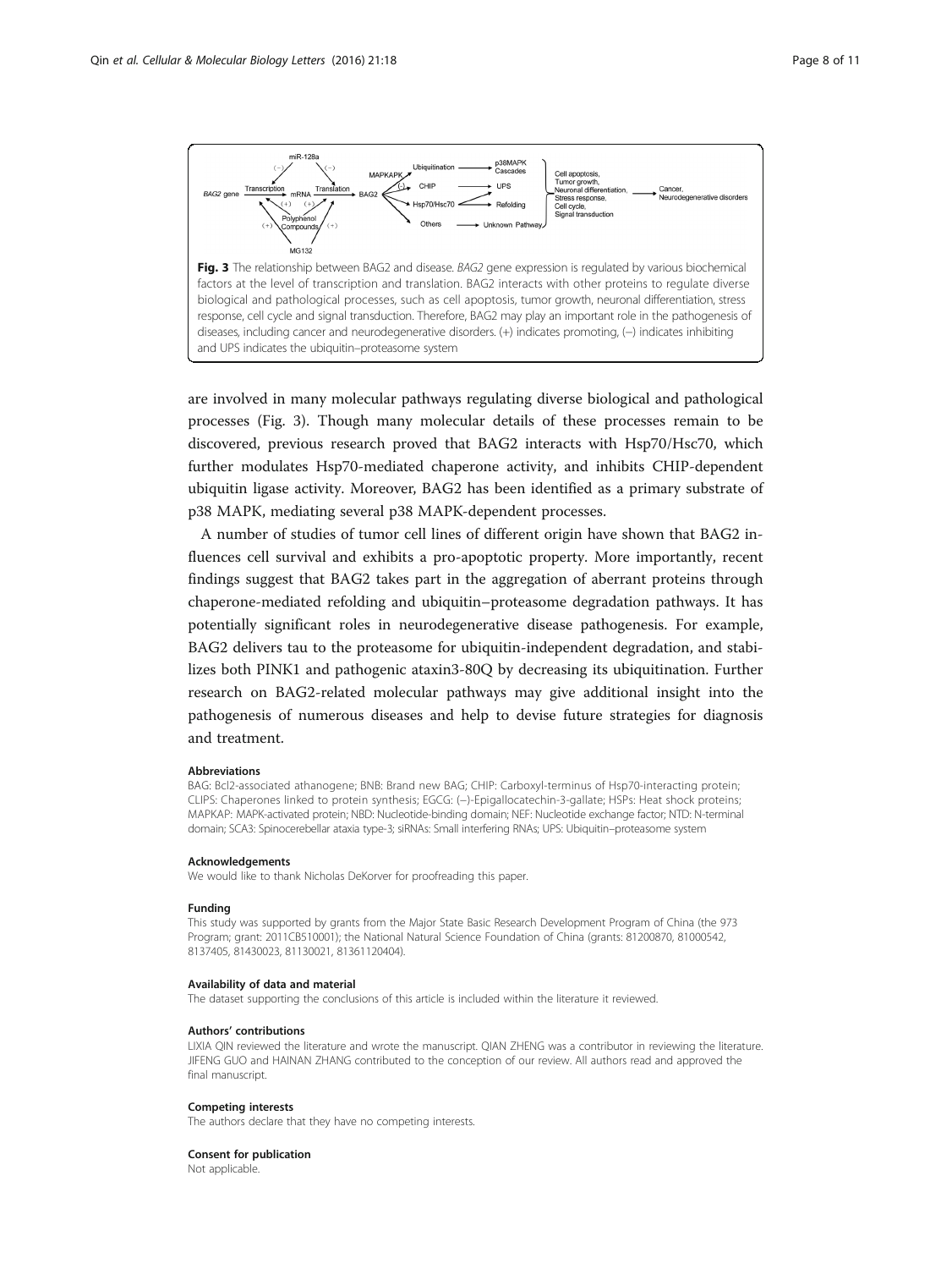**Fig. 3** The relationship between BAG2 and disease. *BAG2* gene expression is regulated by various biochemical factors at the level of transcription and translation. BAG2 interacts with other proteins to regulate diverse biological and pathological processes, such as cell apoptosis, tumor growth, neuronal differentiation, stress response, cell cycle and signal transduction. Therefore, BAG2 may play an important role in the pathogenesis of diseases, including cancer and neurodegenerative disorders. (+) indicates promoting, (–) indicates inhibiting and UPS indicates the ubiquitin–proteasome system

are involved in many molecular pathways regulating diverse biological and pathological processes (Fig. 3). Though many molecular details of these processes remain to be discovered, previous research proved that BAG2 interacts with Hsp70/Hsc70, which further modulates Hsp70-mediated chaperone activity, and inhibits CHIP-dependent ubiquitin ligase activity. Moreover, BAG2 has been identified as a primary substrate of p38 MAPK, mediating several p38 MAPK-dependent processes.

A number of studies of tumor cell lines of different origin have shown that BAG2 influences cell survival and exhibits a pro-apoptotic property. More importantly, recent findings suggest that BAG2 takes part in the aggregation of aberrant proteins through chaperone-mediated refolding and ubiquitin–proteasome degradation pathways. It has potentially significant roles in neurodegenerative disease pathogenesis. For example, BAG2 delivers tau to the proteasome for ubiquitin-independent degradation, and stabilizes both PINK1 and pathogenic ataxin3-80Q by decreasing its ubiquitination. Further research on BAG2-related molecular pathways may give additional insight into the pathogenesis of numerous diseases and help to devise future strategies for diagnosis and treatment.

#### Abbreviations

BAG: Bcl2-associated athanogene; BNB: Brand new BAG; CHIP: Carboxyl-terminus of Hsp70-interacting protein; CLIPS: Chaperones linked to protein synthesis; EGCG: (–)-Epigallocatechin-3-gallate; HSPs: Heat shock proteins; MAPKAP: MAPK-activated protein; NBD: Nucleotide-binding domain; NEF: Nucleotide exchange factor; NTD: N-terminal domain; SCA3: Spinocerebellar ataxia type-3; siRNAs: Small interfering RNAs; UPS: Ubiquitin–proteasome system

#### Acknowledgements

We would like to thank Nicholas DeKorver for proofreading this paper.

#### Funding

This study was supported by grants from the Major State Basic Research Development Program of China (the 973 Program; grant: 2011CB510001); the National Natural Science Foundation of China (grants: 81200870, 81000542, 8137405, 81430023, 81130021, 81361120404).

#### Availability of data and material

The dataset supporting the conclusions of this article is included within the literature it reviewed.

#### Authors' contributions

LIXIA QIN reviewed the literature and wrote the manuscript. QIAN ZHENG was a contributor in reviewing the literature. JIFENG GUO and HAINAN ZHANG contributed to the conception of our review. All authors read and approved the final manuscript.

#### Competing interests

The authors declare that they have no competing interests.

#### Consent for publication

Not applicable.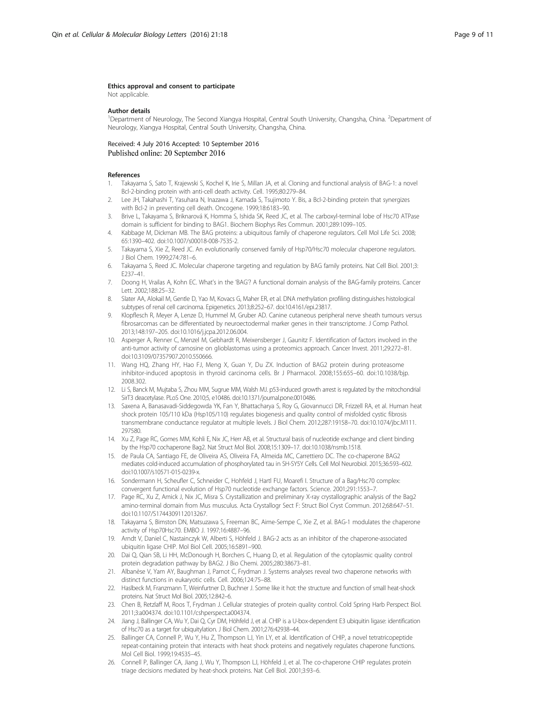#### Ethics approval and consent to participate

Not applicable.

#### Author details

[1]Department of Neurology, The Second Xiangya Hospital, Central South University, Changsha, China. [2]Department of Neurology, Xiangya Hospital, Central South University, Changsha, China.

Received: 4 July 2016 Accepted: 10 September 2016
Published online: 20 September 2016

#### References

1. Takayama S, Sato T, Krajewski S, Kochel K, Irie S, Millan JA, et al. Cloning and functional analysis of BAG-1: a novel Bcl-2-binding protein with anti-cell death activity. Cell. 1995;80:279–84.
2. Lee JH, Takahashi T, Yasuhara N, Inazawa J, Kamada S, Tsujimoto Y. Bis, a Bcl-2-binding protein that synergizes with Bcl-2 in preventing cell death. Oncogene. 1999;18:6183–90.
3. Brive L, Takayama S, Briknarová K, Homma S, Ishida SK, Reed JC, et al. The carboxyl-terminal lobe of Hsc70 ATPase domain is sufficient for binding to BAG1. Biochem Biophys Res Commun. 2001;289:1099–105.
4. Kabbage M, Dickman MB. The BAG proteins: a ubiquitous family of chaperone regulators. Cell Mol Life Sci. 2008; 65:1390–402. doi:10.1007/s00018-008-7535-2.
5. Takayama S, Xie Z, Reed JC. An evolutionarily conserved family of Hsp70/Hsc70 molecular chaperone regulators. J Biol Chem. 1999;274:781–6.
6. Takayama S, Reed JC. Molecular chaperone targeting and regulation by BAG family proteins. Nat Cell Biol. 2001;3: E237–41.
7. Doong H, Vrailas A, Kohn EC. What's in the 'BAG'? A functional domain analysis of the BAG-family proteins. Cancer Lett. 2002;188:25–32.
8. Slater AA, Alokail M, Gentle D, Yao M, Kovacs G, Maher ER, et al. DNA methylation profiling distinguishes histological subtypes of renal cell carcinoma. Epigenetics. 2013;8:252–67. doi:10.4161/epi.23817.
9. Klopflesch R, Meyer A, Lenze D, Hummel M, Gruber AD. Canine cutaneous peripheral nerve sheath tumours versus fibrosarcomas can be differentiated by neuroectodermal marker genes in their transcriptome. J Comp Pathol. 2013;148:197–205. doi:10.1016/j.jcpa.2012.06.004.
10. Asperger A, Renner C, Menzel M, Gebhardt R, Meixensberger J, Gaunitz F. Identification of factors involved in the anti-tumor activity of carnosine on glioblastomas using a proteomics approach. Cancer Invest. 2011;29:272–81. doi:10.3109/07357907.2010.550666.
11. Wang HQ, Zhang HY, Hao FJ, Meng X, Guan Y, Du ZX. Induction of BAG2 protein during proteasome inhibitor-induced apoptosis in thyroid carcinoma cells. Br J Pharmacol. 2008;155:655–60. doi:10.1038/bjp. 2008.302.
12. Li S, Banck M, Mujtaba S, Zhou MM, Sugrue MM, Walsh MJ. p53-induced growth arrest is regulated by the mitochondrial SirT3 deacetylase. PLoS One. 2010;5, e10486. doi:10.1371/journal.pone.0010486.
13. Saxena A, Banasavadi-Siddegowda YK, Fan Y, Bhattacharya S, Roy G, Giovannucci DR, Frizzell RA, et al. Human heat shock protein 105/110 kDa (Hsp105/110) regulates biogenesis and quality control of misfolded cystic fibrosis transmembrane conductance regulator at multiple levels. J Biol Chem. 2012;287:19158–70. doi:10.1074/jbc.M111. 297580.
14. Xu Z, Page RC, Gomes MM, Kohli E, Nix JC, Herr AB, et al. Structural basis of nucleotide exchange and client binding by the Hsp70 cochaperone Bag2. Nat Struct Mol Biol. 2008;15:1309–17. doi:10.1038/nsmb.1518.
15. de Paula CA, Santiago FE, de Oliveira AS, Oliveira FA, Almeida MC, Carrettiero DC. The co-chaperone BAG2 mediates cold-induced accumulation of phosphorylated tau in SH-SY5Y Cells. Cell Mol Neurobiol. 2015;36:593–602. doi:10.1007/s10571-015-0239-x.
16. Sondermann H, Scheufler C, Schneider C, Hohfeld J, Hartl FU, Moarefi I. Structure of a Bag/Hsc70 complex: convergent functional evolution of Hsp70 nucleotide exchange factors. Science. 2001;291:1553–7.
17. Page RC, Xu Z, Amick J, Nix JC, Misra S. Crystallization and preliminary X-ray crystallographic analysis of the Bag2 amino-terminal domain from Mus musculus. Acta Crystallogr Sect F: Struct Biol Cryst Commun. 2012;68:647–51. doi:10.1107/S1744309112013267.
18. Takayama S, Bimston DN, Matsuzawa S, Freeman BC, Aime-Sempe C, Xie Z, et al. BAG-1 modulates the chaperone activity of Hsp70Hsc70. EMBO J. 1997;16:4887–96.
19. Arndt V, Daniel C, Nastainczyk W, Alberti S, Höhfeld J. BAG-2 acts as an inhibitor of the chaperone-associated ubiquitin ligase CHIP. Mol Biol Cell. 2005;16:5891–900.
20. Dai Q, Qian SB, Li HH, McDonough H, Borchers C, Huang D, et al. Regulation of the cytoplasmic quality control protein degradation pathway by BAG2. J Bio Chemi. 2005;280:38673–81.
21. Albanèse V, Yam AY, Baughman J, Parnot C, Frydman J. Systems analyses reveal two chaperone networks with distinct functions in eukaryotic cells. Cell. 2006;124:75–88.
22. Haslbeck M, Franzmann T, Weinfurtner D, Buchner J. Some like it hot: the structure and function of small heat-shock proteins. Nat Struct Mol Biol. 2005;12:842–6.
23. Chen B, Retzlaff M, Roos T, Frydman J. Cellular strategies of protein quality control. Cold Spring Harb Perspect Biol. 2011;3:a004374. doi:10.1101/cshperspect.a004374.
24. Jiang J, Ballinger CA, Wu Y, Dai Q, Cyr DM, Höhfeld J, et al. CHIP is a U-box-dependent E3 ubiquitin ligase: identification of Hsc70 as a target for ubiquitylation. J Biol Chem. 2001;276:42938–44.
25. Ballinger CA, Connell P, Wu Y, Hu Z, Thompson LJ, Yin LY, et al. Identification of CHIP, a novel tetratricopeptide repeat-containing protein that interacts with heat shock proteins and negatively regulates chaperone functions. Mol Cell Biol. 1999;19:4535–45.
26. Connell P, Ballinger CA, Jiang J, Wu Y, Thompson LJ, Höhfeld J, et al. The co-chaperone CHIP regulates protein triage decisions mediated by heat-shock proteins. Nat Cell Biol. 2001;3:93–6.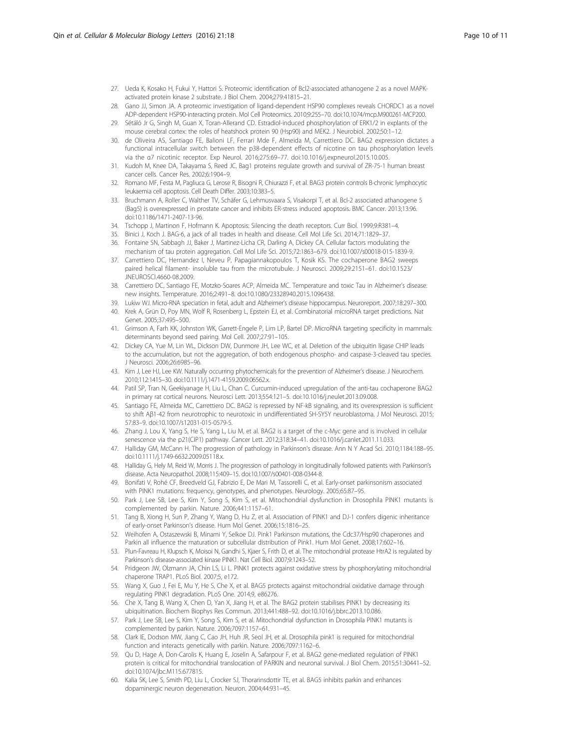27. Ueda K, Kosako H, Fukui Y, Hattori S. Proteomic identification of Bcl2-associated athanogene 2 as a novel MAPK-activated protein kinase 2 substrate. J Biol Chem. 2004;279:41815–21.
28. Gano JJ, Simon JA. A proteomic investigation of ligand-dependent HSP90 complexes reveals CHORDC1 as a novel ADP-dependent HSP90-interacting protein. Mol Cell Proteomics. 2010;9:255–70. doi:10.1074/mcp.M900261-MCP200.
29. Sétáló Jr G, Singh M, Guan X, Toran-Allerand CD. Estradiol-induced phosphorylation of ERK1/2 in explants of the mouse cerebral cortex: the roles of heatshock protein 90 (Hsp90) and MEK2. J Neurobiol. 2002;50:1–12.
30. de Oliveira AS, Santiago FE, Balioni LF, Ferrari Mde F, Almeida M, Carrettiero DC. BAG2 expression dictates a functional intracellular switch between the p38-dependent effects of nicotine on tau phosphorylation levels via the α7 nicotinic receptor. Exp Neurol. 2016;275:69–77. doi:10.1016/j.expneurol.2015.10.005.
31. Kudoh M, Knee DA, Takayama S, Reed JC. Bag1 proteins regulate growth and survival of ZR-75-1 human breast cancer cells. Cancer Res. 2002;6:1904–9.
32. Romano MF, Festa M, Pagliuca G, Lerose R, Bisogni R, Chiurazzi F, et al. BAG3 protein controls B-chronic lymphocytic leukaemia cell apoptosis. Cell Death Differ. 2003;10:383–5.
33. Bruchmann A, Roller C, Walther TV, Schäfer G, Lehmusvaara S, Visakorpi T, et al. Bcl-2 associated athanogene 5 (Bag5) is overexpressed in prostate cancer and inhibits ER-stress induced apoptosis. BMC Cancer. 2013;13:96. doi:10.1186/1471-2407-13-96.
34. Tschopp J, Martinon F, Hofmann K. Apoptosis: Silencing the death receptors. Curr Biol. 1999;9:R381–4.
35. Binici J, Koch J. BAG-6, a jack of all trades in health and disease. Cell Mol Life Sci. 2014;71:1829–37.
36. Fontaine SN, Sabbagh JJ, Baker J, Martinez-Licha CR, Darling A, Dickey CA. Cellular factors modulating the mechanism of tau protein aggregation. Cell Mol Life Sci. 2015;72:1863–679. doi:10.1007/s00018-015-1839-9.
37. Carrettiero DC, Hernandez I, Neveu P, Papagiannakopoulos T, Kosik KS. The cochaperone BAG2 sweeps paired helical filament- insoluble tau from the microtubule. J Neurosci. 2009;29:2151–61. doi:10.1523/JNEUROSCI.4660-08.2009.
38. Carrettiero DC, Santiago FE, Motzko-Soares ACP, Almeida MC. Temperature and toxic Tau in Alzheimer's disease: new insights. Temperature. 2016;2:491–8. doi:10.1080/23328940.2015.1096438.
39. Lukiw WJ. Micro-RNA speciation in fetal, adult and Alzheimer's disease hippocampus. Neuroreport. 2007;18:297–300.
40. Krek A, Grün D, Poy MN, Wolf R, Rosenberg L, Epstein EJ, et al. Combinatorial microRNA target predictions. Nat Genet. 2005;37:495–500.
41. Grimson A, Farh KK, Johnston WK, Garrett-Engele P, Lim LP, Bartel DP. MicroRNA targeting specificity in mammals: determinants beyond seed pairing. Mol Cell. 2007;27:91–105.
42. Dickey CA, Yue M, Lin WL, Dickson DW, Dunmore JH, Lee WC, et al. Deletion of the ubiquitin ligase CHIP leads to the accumulation, but not the aggregation, of both endogenous phospho- and caspase-3-cleaved tau species. J Neurosci. 2006;26:6985–96.
43. Kim J, Lee HJ, Lee KW. Naturally occurring phytochemicals for the prevention of Alzheimer's disease. J Neurochem. 2010;112:1415–30. doi:10.1111/j.1471-4159.2009.06562.x.
44. Patil SP, Tran N, Geekiyanage H, Liu L, Chan C. Curcumin-induced upregulation of the anti-tau cochaperone BAG2 in primary rat cortical neurons. Neurosci Lett. 2013;554:121–5. doi:10.1016/j.neulet.2013.09.008.
45. Santiago FE, Almeida MC, Carrettiero DC. BAG2 is repressed by NF-kB signaling, and its overexpression is sufficient to shift Aβ1-42 from neurotrophic to neurotoxic in undifferentiated SH-SY5Y neuroblastoma. J Mol Neurosci. 2015; 57:83–9. doi:10.1007/s12031-015-0579-5.
46. Zhang J, Lou X, Yang S, He S, Yang L, Liu M, et al. BAG2 is a target of the c-Myc gene and is involved in cellular senescence via the p21(CIP1) pathway. Cancer Lett. 2012;318:34–41. doi:10.1016/j.canlet.2011.11.033.
47. Halliday GM, McCann H. The progression of pathology in Parkinson's disease. Ann N Y Acad Sci. 2010;1184:188–95. doi:10.1111/j.1749-6632.2009.05118.x.
48. Halliday G, Hely M, Reid W, Morris J. The progression of pathology in longitudinally followed patients with Parkinson's disease. Acta Neuropathol. 2008;115:409–15. doi:10.1007/s00401-008-0344-8.
49. Bonifati V, Rohé CF, Breedveld GJ, Fabrizio E, De Mari M, Tassorelli C, et al. Early-onset parkinsonism associated with PINK1 mutations: frequency, genotypes, and phenotypes. Neurology. 2005;65:87–95.
50. Park J, Lee SB, Lee S, Kim Y, Song S, Kim S, et al. Mitochondrial dysfunction in Drosophila PINK1 mutants is complemented by parkin. Nature. 2006;441:1157–61.
51. Tang B, Xiong H, Sun P, Zhang Y, Wang D, Hu Z, et al. Association of PINK1 and DJ-1 confers digenic inheritance of early-onset Parkinson's disease. Hum Mol Genet. 2006;15:1816–25.
52. Weihofen A, Ostaszewski B, Minami Y, Selkoe DJ. Pink1 Parkinson mutations, the Cdc37/Hsp90 chaperones and Parkin all influence the maturation or subcellular distribution of Pink1. Hum Mol Genet. 2008;17:602–16.
53. Plun-Favreau H, Klupsch K, Moisoi N, Gandhi S, Kjaer S, Frith D, et al. The mitochondrial protease HtrA2 is regulated by Parkinson's disease-associated kinase PINK1. Nat Cell Biol. 2007;9:1243–52.
54. Pridgeon JW, Olzmann JA, Chin LS, Li L. PINK1 protects against oxidative stress by phosphorylating mitochondrial chaperone TRAP1. PLoS Biol. 2007;5, e172.
55. Wang X, Guo J, Fei E, Mu Y, He S, Che X, et al. BAG5 protects against mitochondrial oxidative damage through regulating PINK1 degradation. PLoS One. 2014;9, e86276.
56. Che X, Tang B, Wang X, Chen D, Yan X, Jiang H, et al. The BAG2 protein stabilises PINK1 by decreasing its ubiquitination. Biochem Biophys Res Commun. 2013;441:488–92. doi:10.1016/j.bbrc.2013.10.086.
57. Park J, Lee SB, Lee S, Kim Y, Song S, Kim S, et al. Mitochondrial dysfunction in Drosophila PINK1 mutants is complemented by parkin. Nature. 2006;7097:1157–61.
58. Clark IE, Dodson MW, Jiang C, Cao JH, Huh JR, Seol JH, et al. Drosophila pink1 is required for mitochondrial function and interacts genetically with parkin. Nature. 2006;7097:1162–6.
59. Qu D, Hage A, Don-Carolis K, Huang E, Joselin A, Safarpour F, et al. BAG2 gene-mediated regulation of PINK1 protein is critical for mitochondrial translocation of PARKIN and neuronal survival. J Biol Chem. 2015;51:30441–52. doi:10.1074/jbc.M115.677815.
60. Kalia SK, Lee S, Smith PD, Liu L, Crocker SJ, Thorarinsdottir TE, et al. BAG5 inhibits parkin and enhances dopaminergic neuron degeneration. Neuron. 2004;44:931–45.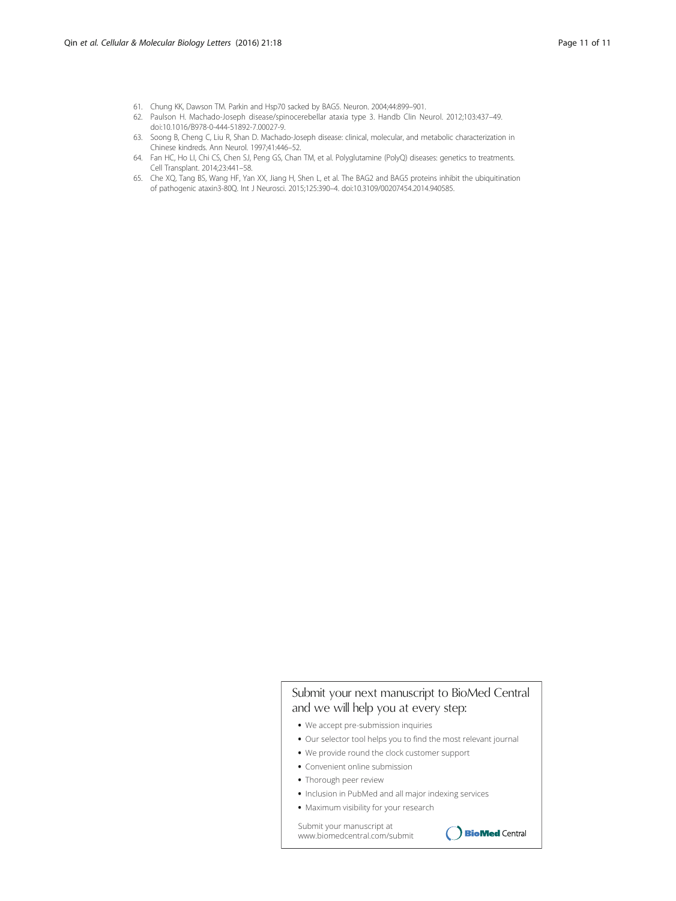61. Chung KK, Dawson TM. Parkin and Hsp70 sacked by BAG5. Neuron. 2004;44:899–901.
62. Paulson H. Machado-Joseph disease/spinocerebellar ataxia type 3. Handb Clin Neurol. 2012;103:437–49. doi:10.1016/B978-0-444-51892-7.00027-9.
63. Soong B, Cheng C, Liu R, Shan D. Machado-Joseph disease: clinical, molecular, and metabolic characterization in Chinese kindreds. Ann Neurol. 1997;41:446–52.
64. Fan HC, Ho LI, Chi CS, Chen SJ, Peng GS, Chan TM, et al. Polyglutamine (PolyQ) diseases: genetics to treatments. Cell Transplant. 2014;23:441–58.
65. Che XQ, Tang BS, Wang HF, Yan XX, Jiang H, Shen L, et al. The BAG2 and BAG5 proteins inhibit the ubiquitination of pathogenic ataxin3-80Q. Int J Neurosci. 2015;125:390–4. doi:10.3109/00207454.2014.940585.

Submit your next manuscript to BioMed Central and we will help you at every step:

- We accept pre-submission inquiries
- Our selector tool helps you to find the most relevant journal
- We provide round the clock customer support
- Convenient online submission
- Thorough peer review
- Inclusion in PubMed and all major indexing services
- Maximum visibility for your research

Submit your manuscript at
www.biomedcentral.com/submit

BioMed Central